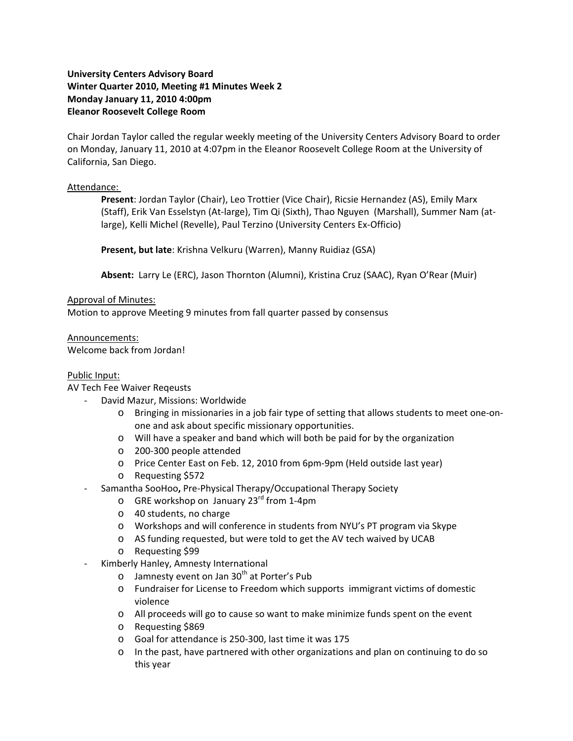**University Centers Advisory Board**
**Winter Quarter 2010, Meeting #1 Minutes Week 2**
**Monday January 11, 2010 4:00pm**
**Eleanor Roosevelt College Room**

Chair Jordan Taylor called the regular weekly meeting of the University Centers Advisory Board to order on Monday, January 11, 2010 at 4:07pm in the Eleanor Roosevelt College Room at the University of California, San Diego.

Attendance:

> **Present**: Jordan Taylor (Chair), Leo Trottier (Vice Chair), Ricsie Hernandez (AS), Emily Marx (Staff), Erik Van Esselstyn (At-large), Tim Qi (Sixth), Thao Nguyen (Marshall), Summer Nam (at-large), Kelli Michel (Revelle), Paul Terzino (University Centers Ex-Officio)
>
> **Present, but late**: Krishna Velkuru (Warren), Manny Ruidiaz (GSA)
>
> **Absent:** Larry Le (ERC), Jason Thornton (Alumni), Kristina Cruz (SAAC), Ryan O'Rear (Muir)

Approval of Minutes:
Motion to approve Meeting 9 minutes from fall quarter passed by consensus

Announcements:
Welcome back from Jordan!

Public Input:
AV Tech Fee Waiver Reqeusts

- David Mazur, Missions: Worldwide
  - Bringing in missionaries in a job fair type of setting that allows students to meet one-on-one and ask about specific missionary opportunities.
  - Will have a speaker and band which will both be paid for by the organization
  - 200-300 people attended
  - Price Center East on Feb. 12, 2010 from 6pm-9pm (Held outside last year)
  - Requesting $572
- Samantha SooHoo**,** Pre-Physical Therapy/Occupational Therapy Society
  - GRE workshop on January 23rd from 1-4pm
  - 40 students, no charge
  - Workshops and will conference in students from NYU's PT program via Skype
  - AS funding requested, but were told to get the AV tech waived by UCAB
  - Requesting $99
- Kimberly Hanley, Amnesty International
  - Jamnesty event on Jan 30th at Porter's Pub
  - Fundraiser for License to Freedom which supports immigrant victims of domestic violence
  - All proceeds will go to cause so want to make minimize funds spent on the event
  - Requesting $869
  - Goal for attendance is 250-300, last time it was 175
  - In the past, have partnered with other organizations and plan on continuing to do so this year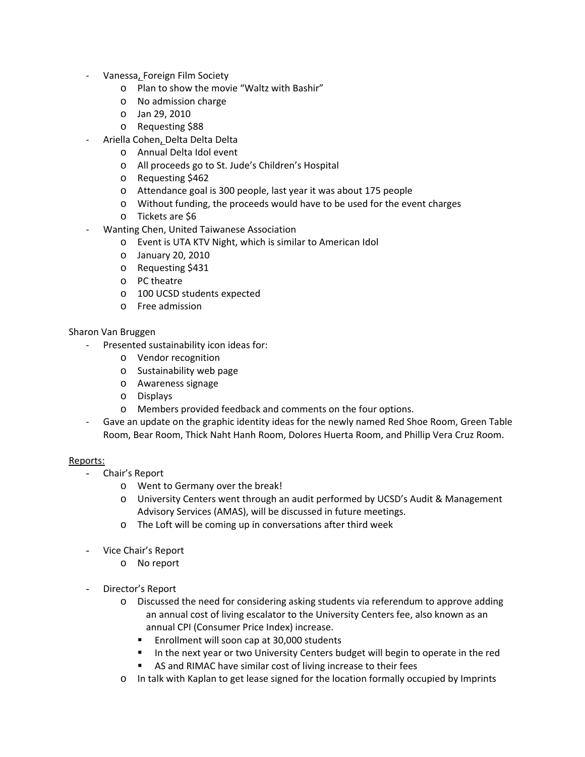- Vanessa, Foreign Film Society
  - Plan to show the movie "Waltz with Bashir"
  - No admission charge
  - Jan 29, 2010
  - Requesting $88
- Ariella Cohen, Delta Delta Delta
  - Annual Delta Idol event
  - All proceeds go to St. Jude's Children's Hospital
  - Requesting $462
  - Attendance goal is 300 people, last year it was about 175 people
  - Without funding, the proceeds would have to be used for the event charges
  - Tickets are $6
- Wanting Chen, United Taiwanese Association
  - Event is UTA KTV Night, which is similar to American Idol
  - January 20, 2010
  - Requesting $431
  - PC theatre
  - 100 UCSD students expected
  - Free admission

Sharon Van Bruggen

- Presented sustainability icon ideas for:
  - Vendor recognition
  - Sustainability web page
  - Awareness signage
  - Displays
  - Members provided feedback and comments on the four options.
- Gave an update on the graphic identity ideas for the newly named Red Shoe Room, Green Table Room, Bear Room, Thick Naht Hanh Room, Dolores Huerta Room, and Phillip Vera Cruz Room.

Reports:

- Chair's Report
  - Went to Germany over the break!
  - University Centers went through an audit performed by UCSD's Audit & Management Advisory Services (AMAS), will be discussed in future meetings.
  - The Loft will be coming up in conversations after third week
- Vice Chair's Report
  - No report
- Director's Report
  - Discussed the need for considering asking students via referendum to approve adding an annual cost of living escalator to the University Centers fee, also known as an annual CPI (Consumer Price Index) increase.
    - Enrollment will soon cap at 30,000 students
    - In the next year or two University Centers budget will begin to operate in the red
    - AS and RIMAC have similar cost of living increase to their fees
  - In talk with Kaplan to get lease signed for the location formally occupied by Imprints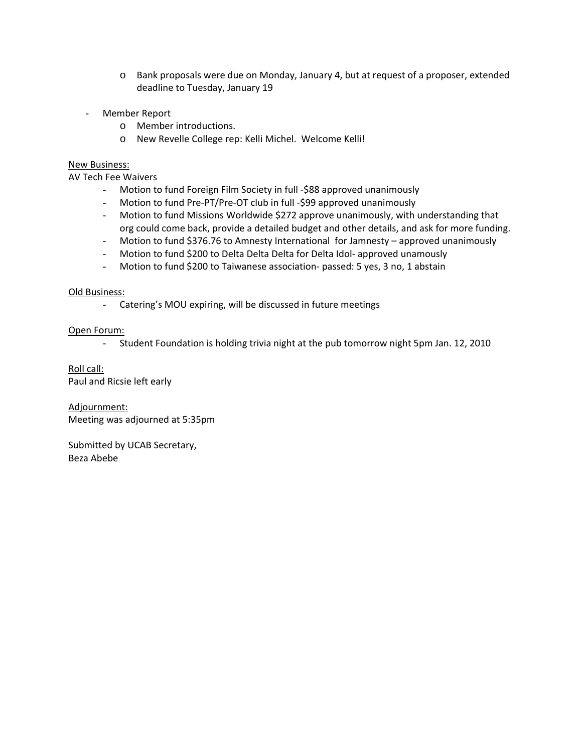- o Bank proposals were due on Monday, January 4, but at request of a proposer, extended deadline to Tuesday, January 19

- Member Report
    - o Member introductions.
    - o New Revelle College rep: Kelli Michel. Welcome Kelli!

<u>New Business:</u>

AV Tech Fee Waivers

- Motion to fund Foreign Film Society in full -$88 approved unanimously
- Motion to fund Pre-PT/Pre-OT club in full -$99 approved unanimously
- Motion to fund Missions Worldwide $272 approve unanimously, with understanding that org could come back, provide a detailed budget and other details, and ask for more funding.
- Motion to fund $376.76 to Amnesty International for Jamnesty – approved unanimously
- Motion to fund $200 to Delta Delta Delta for Delta Idol- approved unamously
- Motion to fund $200 to Taiwanese association- passed: 5 yes, 3 no, 1 abstain

<u>Old Business:</u>

- Catering's MOU expiring, will be discussed in future meetings

<u>Open Forum:</u>

- Student Foundation is holding trivia night at the pub tomorrow night 5pm Jan. 12, 2010

<u>Roll call:</u>

Paul and Ricsie left early

<u>Adjournment:</u>

Meeting was adjourned at 5:35pm

Submitted by UCAB Secretary,
Beza Abebe